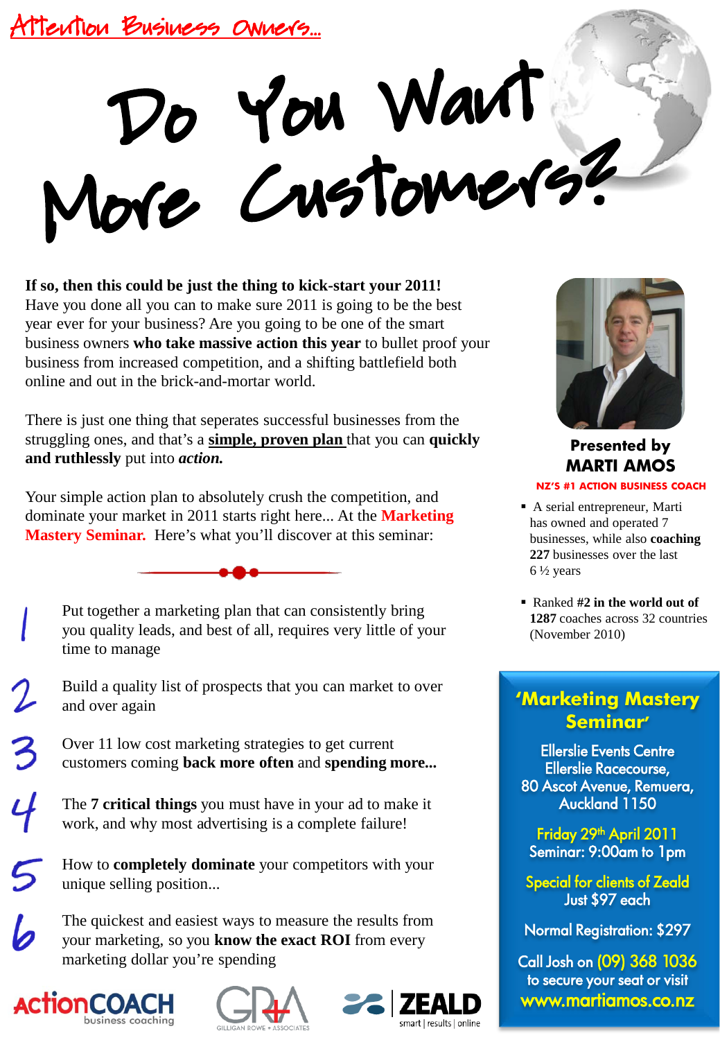Attention Business Owners...

# Do You Want More Customers?

**If so, then this could be just the thing to kick-start your 2011!** Have you done all you can to make sure 2011 is going to be the best year ever for your business? Are you going to be one of the smart business owners **who take massive action this year** to bullet proof your business from increased competition, and a shifting battlefield both online and out in the brick-and-mortar world.

There is just one thing that seperates successful businesses from the struggling ones, and that's a **simple, proven plan** that you can **quickly and ruthlessly** put into ***action.***

Your simple action plan to absolutely crush the competition, and dominate your market in 2011 starts right here... At the **Marketing Mastery Seminar.** Here's what you'll discover at this seminar:

1. Put together a marketing plan that can consistently bring you quality leads, and best of all, requires very little of your time to manage
2. Build a quality list of prospects that you can market to over and over again
3. Over 11 low cost marketing strategies to get current customers coming **back more often** and **spending more...**
4. The **7 critical things** you must have in your ad to make it work, and why most advertising is a complete failure!
5. How to **completely dominate** your competitors with your unique selling position...
6. The quickest and easiest ways to measure the results from your marketing, so you **know the exact ROI** from every marketing dollar you're spending

**Presented by**
**MARTI AMOS**
**NZ'S #1 ACTION BUSINESS COACH**

- A serial entrepreneur, Marti has owned and operated 7 businesses, while also **coaching 227** businesses over the last 6 ½ years
- Ranked **#2 in the world out of 1287** coaches across 32 countries (November 2010)

## 'Marketing Mastery Seminar'

Ellerslie Events Centre
Ellerslie Racecourse,
80 Ascot Avenue, Remuera,
Auckland 1150

Friday 29th April 2011
Seminar: 9:00am to 1pm

Special for clients of Zeald
Just $97 each

Normal Registration: $297

Call Josh on (09) 368 1036 to secure your seat or visit www.martiamos.co.nz

ActionCOACH business coaching | GILLIGAN ROWE + ASSOCIATES | ZEALD smart | results | online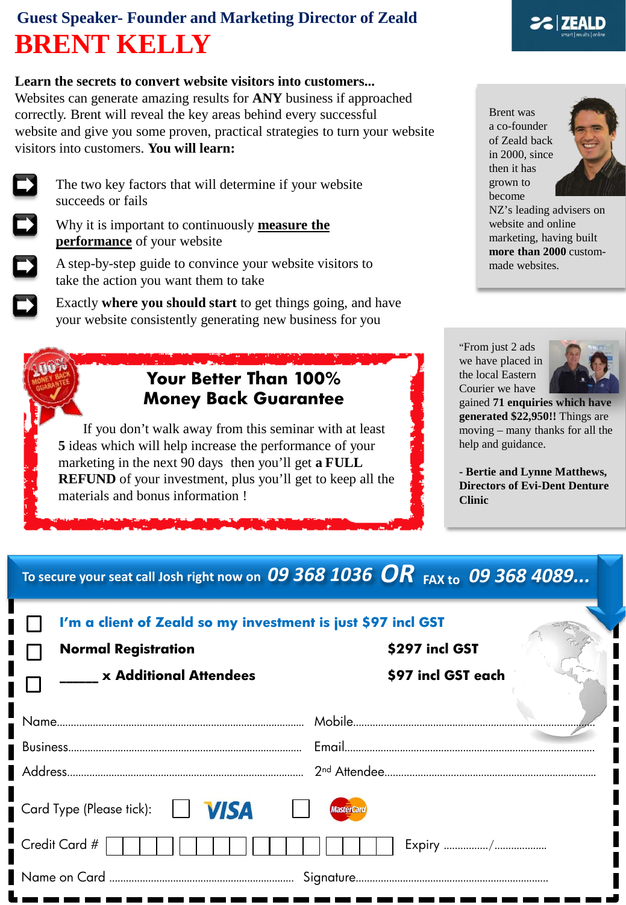## Guest Speaker- Founder and Marketing Director of Zeald

# BRENT KELLY

**Learn the secrets to convert website visitors into customers...**
Websites can generate amazing results for **ANY** business if approached correctly. Brent will reveal the key areas behind every successful website and give you some proven, practical strategies to turn your website visitors into customers. **You will learn:**

- The two key factors that will determine if your website succeeds or fails
- Why it is important to continuously **measure the performance** of your website
- A step-by-step guide to convince your website visitors to take the action you want them to take
- Exactly **where you should start** to get things going, and have your website consistently generating new business for you

Brent was a co-founder of Zeald back in 2000, since then it has grown to become NZ's leading advisers on website and online marketing, having built **more than 2000** custom-made websites.

### Your Better Than 100% Money Back Guarantee

If you don't walk away from this seminar with at least **5** ideas which will help increase the performance of your marketing in the next 90 days then you'll get **a FULL REFUND** of your investment, plus you'll get to keep all the materials and bonus information !

"From just 2 ads we have placed in the local Eastern Courier we have gained **71 enquiries which have generated $22,950!!** Things are moving – many thanks for all the help and guidance.

**- Bertie and Lynne Matthews, Directors of Evi-Dent Denture Clinic**

To secure your seat call Josh right now on **09 368 1036 OR** FAX to **09 368 4089...**

☐ **I'm a client of Zeald so my investment is just $97 incl GST**

☐ **Normal Registration** **$297 incl GST**

☐ **_____ x Additional Attendees** **$97 incl GST each**

Name........................................ Mobile........................................

Business........................................ Email........................................

Address........................................ 2nd Attendee........................................

Card Type (Please tick): ☐ VISA ☐ MasterCard

Credit Card # ☐☐☐☐ ☐☐☐☐ ☐☐☐☐ ☐☐☐☐ Expiry ................/..................

Name on Card ........................................ Signature........................................